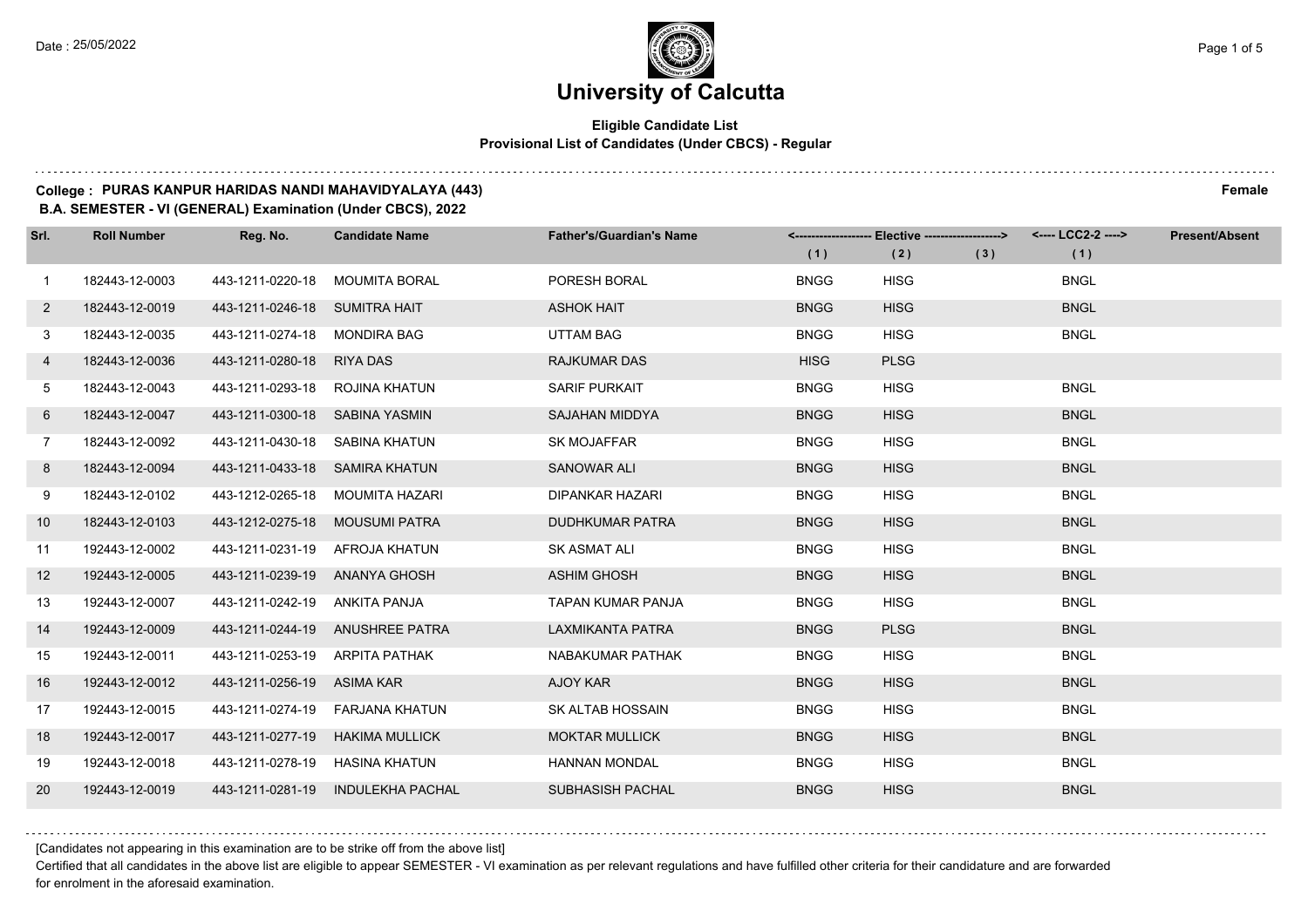Date : 25/05/2022

# University of Calcutta

**Eligible Candidate List**
**Provisional List of Candidates (Under CBCS) - Regular**

**College : PURAS KANPUR HARIDAS NANDI MAHAVIDYALAYA (443)** **Female**
**B.A. SEMESTER - VI (GENERAL) Examination (Under CBCS), 2022**

| Srl. | Roll Number | Reg. No. | Candidate Name | Father's/Guardian's Name | <------------------- Elective -------------------> | | | <---- LCC2-2 ----> | Present/Absent |
|---|---|---|---|---|---|---|---|---|---|
| | | | | | (1) | (2) | (3) | (1) | |
| 1 | 182443-12-0003 | 443-1211-0220-18 | MOUMITA BORAL | PORESH BORAL | BNGG | HISG | | BNGL | |
| 2 | 182443-12-0019 | 443-1211-0246-18 | SUMITRA HAIT | ASHOK HAIT | BNGG | HISG | | BNGL | |
| 3 | 182443-12-0035 | 443-1211-0274-18 | MONDIRA BAG | UTTAM BAG | BNGG | HISG | | BNGL | |
| 4 | 182443-12-0036 | 443-1211-0280-18 | RIYA DAS | RAJKUMAR DAS | HISG | PLSG | | | |
| 5 | 182443-12-0043 | 443-1211-0293-18 | ROJINA KHATUN | SARIF PURKAIT | BNGG | HISG | | BNGL | |
| 6 | 182443-12-0047 | 443-1211-0300-18 | SABINA YASMIN | SAJAHAN MIDDYA | BNGG | HISG | | BNGL | |
| 7 | 182443-12-0092 | 443-1211-0430-18 | SABINA KHATUN | SK MOJAFFAR | BNGG | HISG | | BNGL | |
| 8 | 182443-12-0094 | 443-1211-0433-18 | SAMIRA KHATUN | SANOWAR ALI | BNGG | HISG | | BNGL | |
| 9 | 182443-12-0102 | 443-1212-0265-18 | MOUMITA HAZARI | DIPANKAR HAZARI | BNGG | HISG | | BNGL | |
| 10 | 182443-12-0103 | 443-1212-0275-18 | MOUSUMI PATRA | DUDHKUMAR PATRA | BNGG | HISG | | BNGL | |
| 11 | 192443-12-0002 | 443-1211-0231-19 | AFROJA KHATUN | SK ASMAT ALI | BNGG | HISG | | BNGL | |
| 12 | 192443-12-0005 | 443-1211-0239-19 | ANANYA GHOSH | ASHIM GHOSH | BNGG | HISG | | BNGL | |
| 13 | 192443-12-0007 | 443-1211-0242-19 | ANKITA PANJA | TAPAN KUMAR PANJA | BNGG | HISG | | BNGL | |
| 14 | 192443-12-0009 | 443-1211-0244-19 | ANUSHREE PATRA | LAXMIKANTA PATRA | BNGG | PLSG | | BNGL | |
| 15 | 192443-12-0011 | 443-1211-0253-19 | ARPITA PATHAK | NABAKUMAR PATHAK | BNGG | HISG | | BNGL | |
| 16 | 192443-12-0012 | 443-1211-0256-19 | ASIMA KAR | AJOY KAR | BNGG | HISG | | BNGL | |
| 17 | 192443-12-0015 | 443-1211-0274-19 | FARJANA KHATUN | SK ALTAB HOSSAIN | BNGG | HISG | | BNGL | |
| 18 | 192443-12-0017 | 443-1211-0277-19 | HAKIMA MULLICK | MOKTAR MULLICK | BNGG | HISG | | BNGL | |
| 19 | 192443-12-0018 | 443-1211-0278-19 | HASINA KHATUN | HANNAN MONDAL | BNGG | HISG | | BNGL | |
| 20 | 192443-12-0019 | 443-1211-0281-19 | INDULEKHA PACHAL | SUBHASISH PACHAL | BNGG | HISG | | BNGL | |

[Candidates not appearing in this examination are to be strike off from the above list]

Certified that all candidates in the above list are eligible to appear SEMESTER - VI examination as per relevant regulations and have fulfilled other criteria for their candidature and are forwarded for enrolment in the aforesaid examination.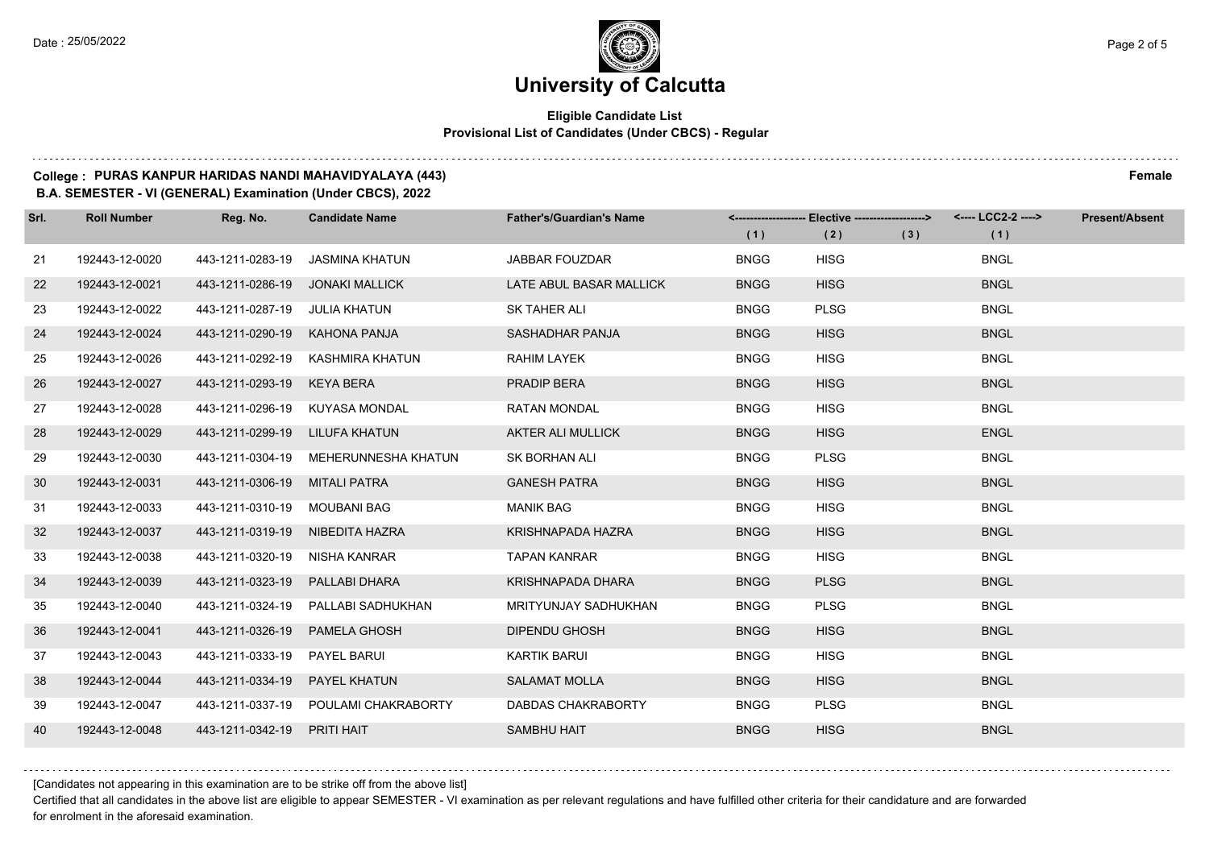# University of Calcutta

## Eligible Candidate List
### Provisional List of Candidates (Under CBCS) - Regular

**College : PURAS KANPUR HARIDAS NANDI MAHAVIDYALAYA (443)** **Female**

**B.A. SEMESTER - VI (GENERAL) Examination (Under CBCS), 2022**

| Srl. | Roll Number | Reg. No. | Candidate Name | Father's/Guardian's Name | <------------------ Elective ------------------> | | | <---- LCC2-2 ----> | Present/Absent |
|---|---|---|---|---|---|---|---|---|---|
| | | | | | (1) | (2) | (3) | (1) | |
| 21 | 192443-12-0020 | 443-1211-0283-19 | JASMINA KHATUN | JABBAR FOUZDAR | BNGG | HISG | | BNGL | |
| 22 | 192443-12-0021 | 443-1211-0286-19 | JONAKI MALLICK | LATE ABUL BASAR MALLICK | BNGG | HISG | | BNGL | |
| 23 | 192443-12-0022 | 443-1211-0287-19 | JULIA KHATUN | SK TAHER ALI | BNGG | PLSG | | BNGL | |
| 24 | 192443-12-0024 | 443-1211-0290-19 | KAHONA PANJA | SASHADHAR PANJA | BNGG | HISG | | BNGL | |
| 25 | 192443-12-0026 | 443-1211-0292-19 | KASHMIRA KHATUN | RAHIM LAYEK | BNGG | HISG | | BNGL | |
| 26 | 192443-12-0027 | 443-1211-0293-19 | KEYA BERA | PRADIP BERA | BNGG | HISG | | BNGL | |
| 27 | 192443-12-0028 | 443-1211-0296-19 | KUYASA MONDAL | RATAN MONDAL | BNGG | HISG | | BNGL | |
| 28 | 192443-12-0029 | 443-1211-0299-19 | LILUFA KHATUN | AKTER ALI MULLICK | BNGG | HISG | | ENGL | |
| 29 | 192443-12-0030 | 443-1211-0304-19 | MEHERUNNESHA KHATUN | SK BORHAN ALI | BNGG | PLSG | | BNGL | |
| 30 | 192443-12-0031 | 443-1211-0306-19 | MITALI PATRA | GANESH PATRA | BNGG | HISG | | BNGL | |
| 31 | 192443-12-0033 | 443-1211-0310-19 | MOUBANI BAG | MANIK BAG | BNGG | HISG | | BNGL | |
| 32 | 192443-12-0037 | 443-1211-0319-19 | NIBEDITA HAZRA | KRISHNAPADA HAZRA | BNGG | HISG | | BNGL | |
| 33 | 192443-12-0038 | 443-1211-0320-19 | NISHA KANRAR | TAPAN KANRAR | BNGG | HISG | | BNGL | |
| 34 | 192443-12-0039 | 443-1211-0323-19 | PALLABI DHARA | KRISHNAPADA DHARA | BNGG | PLSG | | BNGL | |
| 35 | 192443-12-0040 | 443-1211-0324-19 | PALLABI SADHUKHAN | MRITYUNJAY SADHUKHAN | BNGG | PLSG | | BNGL | |
| 36 | 192443-12-0041 | 443-1211-0326-19 | PAMELA GHOSH | DIPENDU GHOSH | BNGG | HISG | | BNGL | |
| 37 | 192443-12-0043 | 443-1211-0333-19 | PAYEL BARUI | KARTIK BARUI | BNGG | HISG | | BNGL | |
| 38 | 192443-12-0044 | 443-1211-0334-19 | PAYEL KHATUN | SALAMAT MOLLA | BNGG | HISG | | BNGL | |
| 39 | 192443-12-0047 | 443-1211-0337-19 | POULAMI CHAKRABORTY | DABDAS CHAKRABORTY | BNGG | PLSG | | BNGL | |
| 40 | 192443-12-0048 | 443-1211-0342-19 | PRITI HAIT | SAMBHU HAIT | BNGG | HISG | | BNGL | |

[Candidates not appearing in this examination are to be strike off from the above list]

Certified that all candidates in the above list are eligible to appear SEMESTER - VI examination as per relevant regulations and have fulfilled other criteria for their candidature and are forwarded for enrolment in the aforesaid examination.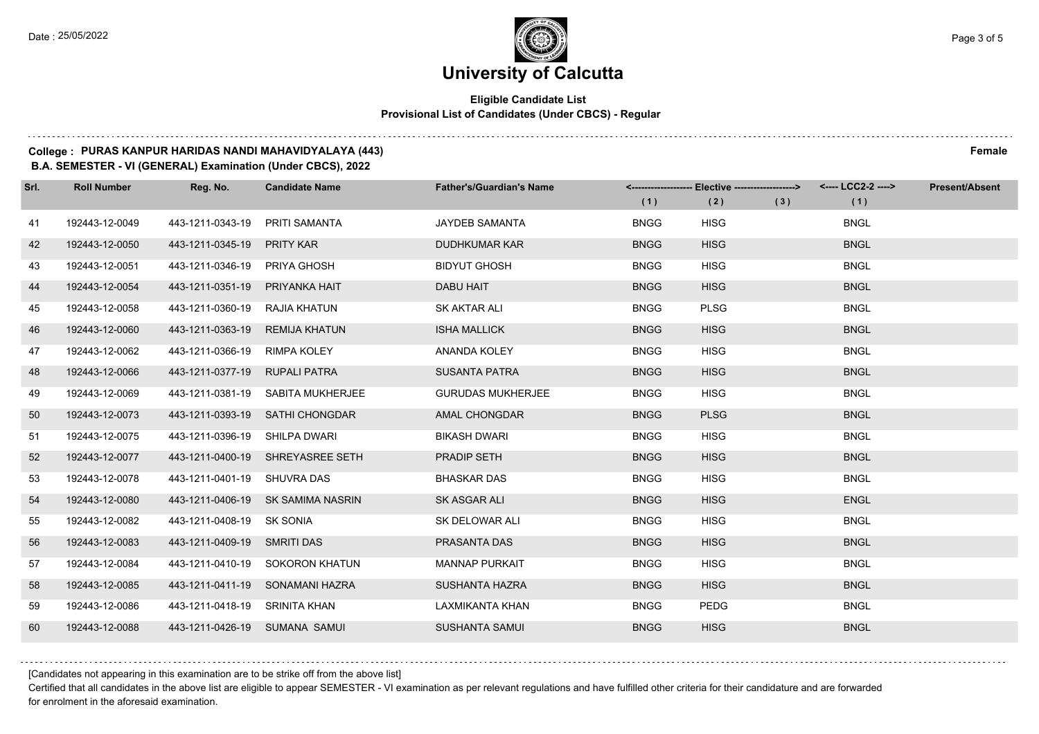# University of Calcutta

**Eligible Candidate List**
**Provisional List of Candidates (Under CBCS) - Regular**

**College : PURAS KANPUR HARIDAS NANDI MAHAVIDYALAYA (443)** **Female**
**B.A. SEMESTER - VI (GENERAL) Examination (Under CBCS), 2022**

| Srl. | Roll Number | Reg. No. | Candidate Name | Father's/Guardian's Name | <------------------- Elective -------------------> | | | <---- LCC2-2 ----> | Present/Absent |
|---|---|---|---|---|---|---|---|---|---|
| | | | | | (1) | (2) | (3) | (1) | |
| 41 | 192443-12-0049 | 443-1211-0343-19 | PRITI SAMANTA | JAYDEB SAMANTA | BNGG | HISG | | BNGL | |
| 42 | 192443-12-0050 | 443-1211-0345-19 | PRITY KAR | DUDHKUMAR KAR | BNGG | HISG | | BNGL | |
| 43 | 192443-12-0051 | 443-1211-0346-19 | PRIYA GHOSH | BIDYUT GHOSH | BNGG | HISG | | BNGL | |
| 44 | 192443-12-0054 | 443-1211-0351-19 | PRIYANKA HAIT | DABU HAIT | BNGG | HISG | | BNGL | |
| 45 | 192443-12-0058 | 443-1211-0360-19 | RAJIA KHATUN | SK AKTAR ALI | BNGG | PLSG | | BNGL | |
| 46 | 192443-12-0060 | 443-1211-0363-19 | REMIJA KHATUN | ISHA MALLICK | BNGG | HISG | | BNGL | |
| 47 | 192443-12-0062 | 443-1211-0366-19 | RIMPA KOLEY | ANANDA KOLEY | BNGG | HISG | | BNGL | |
| 48 | 192443-12-0066 | 443-1211-0377-19 | RUPALI PATRA | SUSANTA PATRA | BNGG | HISG | | BNGL | |
| 49 | 192443-12-0069 | 443-1211-0381-19 | SABITA MUKHERJEE | GURUDAS MUKHERJEE | BNGG | HISG | | BNGL | |
| 50 | 192443-12-0073 | 443-1211-0393-19 | SATHI CHONGDAR | AMAL CHONGDAR | BNGG | PLSG | | BNGL | |
| 51 | 192443-12-0075 | 443-1211-0396-19 | SHILPA DWARI | BIKASH DWARI | BNGG | HISG | | BNGL | |
| 52 | 192443-12-0077 | 443-1211-0400-19 | SHREYASREE SETH | PRADIP SETH | BNGG | HISG | | BNGL | |
| 53 | 192443-12-0078 | 443-1211-0401-19 | SHUVRA DAS | BHASKAR DAS | BNGG | HISG | | BNGL | |
| 54 | 192443-12-0080 | 443-1211-0406-19 | SK SAMIMA NASRIN | SK ASGAR ALI | BNGG | HISG | | ENGL | |
| 55 | 192443-12-0082 | 443-1211-0408-19 | SK SONIA | SK DELOWAR ALI | BNGG | HISG | | BNGL | |
| 56 | 192443-12-0083 | 443-1211-0409-19 | SMRITI DAS | PRASANTA DAS | BNGG | HISG | | BNGL | |
| 57 | 192443-12-0084 | 443-1211-0410-19 | SOKORON KHATUN | MANNAP PURKAIT | BNGG | HISG | | BNGL | |
| 58 | 192443-12-0085 | 443-1211-0411-19 | SONAMANI HAZRA | SUSHANTA HAZRA | BNGG | HISG | | BNGL | |
| 59 | 192443-12-0086 | 443-1211-0418-19 | SRINITA KHAN | LAXMIKANTA KHAN | BNGG | PEDG | | BNGL | |
| 60 | 192443-12-0088 | 443-1211-0426-19 | SUMANA SAMUI | SUSHANTA SAMUI | BNGG | HISG | | BNGL | |

[Candidates not appearing in this examination are to be strike off from the above list]

Certified that all candidates in the above list are eligible to appear SEMESTER - VI examination as per relevant regulations and have fulfilled other criteria for their candidature and are forwarded for enrolment in the aforesaid examination.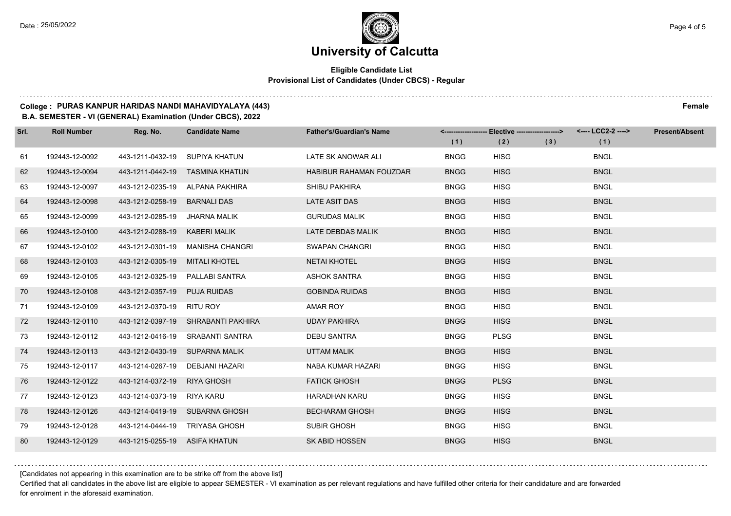# University of Calcutta

**Eligible Candidate List**
**Provisional List of Candidates (Under CBCS) - Regular**

**College : PURAS KANPUR HARIDAS NANDI MAHAVIDYALAYA (443)** **Female**
**B.A. SEMESTER - VI (GENERAL) Examination (Under CBCS), 2022**

| Srl. | Roll Number | Reg. No. | Candidate Name | Father's/Guardian's Name | <------------------ Elective ------------------> | | | <---- LCC2-2 ----> | Present/Absent |
|---|---|---|---|---|---|---|---|---|---|
| | | | | | (1) | (2) | (3) | (1) | |
| 61 | 192443-12-0092 | 443-1211-0432-19 | SUPIYA KHATUN | LATE SK ANOWAR ALI | BNGG | HISG | | BNGL | |
| 62 | 192443-12-0094 | 443-1211-0442-19 | TASMINA KHATUN | HABIBUR RAHAMAN FOUZDAR | BNGG | HISG | | BNGL | |
| 63 | 192443-12-0097 | 443-1212-0235-19 | ALPANA PAKHIRA | SHIBU PAKHIRA | BNGG | HISG | | BNGL | |
| 64 | 192443-12-0098 | 443-1212-0258-19 | BARNALI DAS | LATE ASIT DAS | BNGG | HISG | | BNGL | |
| 65 | 192443-12-0099 | 443-1212-0285-19 | JHARNA MALIK | GURUDAS MALIK | BNGG | HISG | | BNGL | |
| 66 | 192443-12-0100 | 443-1212-0288-19 | KABERI MALIK | LATE DEBDAS MALIK | BNGG | HISG | | BNGL | |
| 67 | 192443-12-0102 | 443-1212-0301-19 | MANISHA CHANGRI | SWAPAN CHANGRI | BNGG | HISG | | BNGL | |
| 68 | 192443-12-0103 | 443-1212-0305-19 | MITALI KHOTEL | NETAI KHOTEL | BNGG | HISG | | BNGL | |
| 69 | 192443-12-0105 | 443-1212-0325-19 | PALLABI SANTRA | ASHOK SANTRA | BNGG | HISG | | BNGL | |
| 70 | 192443-12-0108 | 443-1212-0357-19 | PUJA RUIDAS | GOBINDA RUIDAS | BNGG | HISG | | BNGL | |
| 71 | 192443-12-0109 | 443-1212-0370-19 | RITU ROY | AMAR ROY | BNGG | HISG | | BNGL | |
| 72 | 192443-12-0110 | 443-1212-0397-19 | SHRABANTI PAKHIRA | UDAY PAKHIRA | BNGG | HISG | | BNGL | |
| 73 | 192443-12-0112 | 443-1212-0416-19 | SRABANTI SANTRA | DEBU SANTRA | BNGG | PLSG | | BNGL | |
| 74 | 192443-12-0113 | 443-1212-0430-19 | SUPARNA MALIK | UTTAM MALIK | BNGG | HISG | | BNGL | |
| 75 | 192443-12-0117 | 443-1214-0267-19 | DEBJANI HAZARI | NABA KUMAR HAZARI | BNGG | HISG | | BNGL | |
| 76 | 192443-12-0122 | 443-1214-0372-19 | RIYA GHOSH | FATICK GHOSH | BNGG | PLSG | | BNGL | |
| 77 | 192443-12-0123 | 443-1214-0373-19 | RIYA KARU | HARADHAN KARU | BNGG | HISG | | BNGL | |
| 78 | 192443-12-0126 | 443-1214-0419-19 | SUBARNA GHOSH | BECHARAM GHOSH | BNGG | HISG | | BNGL | |
| 79 | 192443-12-0128 | 443-1214-0444-19 | TRIYASA GHOSH | SUBIR GHOSH | BNGG | HISG | | BNGL | |
| 80 | 192443-12-0129 | 443-1215-0255-19 | ASIFA KHATUN | SK ABID HOSSEN | BNGG | HISG | | BNGL | |

[Candidates not appearing in this examination are to be strike off from the above list]

Certified that all candidates in the above list are eligible to appear SEMESTER - VI examination as per relevant regulations and have fulfilled other criteria for their candidature and are forwarded for enrolment in the aforesaid examination.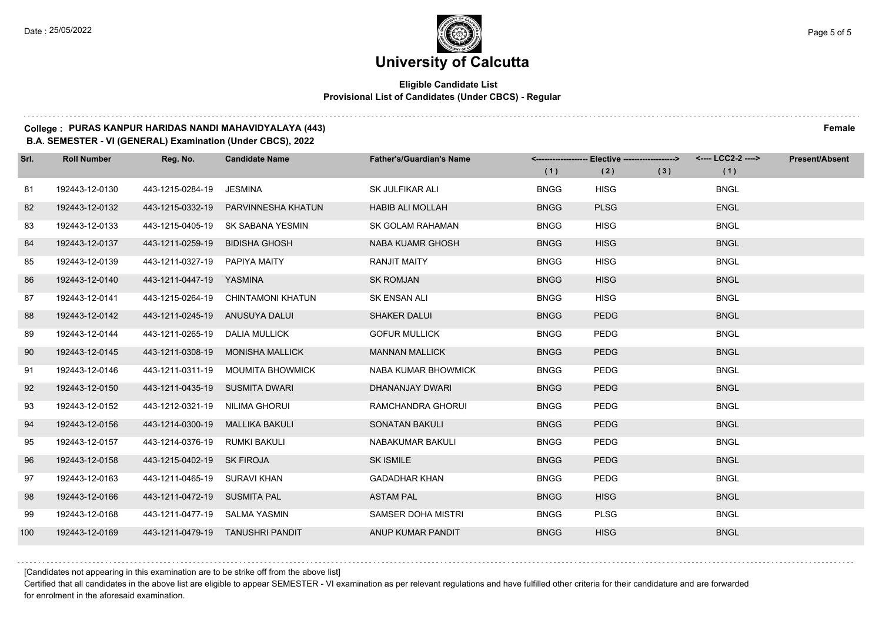# University of Calcutta

**Eligible Candidate List**
**Provisional List of Candidates (Under CBCS) - Regular**

**College : PURAS KANPUR HARIDAS NANDI MAHAVIDYALAYA (443)** **Female**
**B.A. SEMESTER - VI (GENERAL) Examination (Under CBCS), 2022**

| Srl. | Roll Number | Reg. No. | Candidate Name | Father's/Guardian's Name | <------------------ Elective ------------------> | | | <---- LCC2-2 ----> | Present/Absent |
|---|---|---|---|---|---|---|---|---|---|
| | | | | | (1) | (2) | (3) | (1) | |
| 81 | 192443-12-0130 | 443-1215-0284-19 | JESMINA | SK JULFIKAR ALI | BNGG | HISG | | BNGL | |
| 82 | 192443-12-0132 | 443-1215-0332-19 | PARVINNESHA KHATUN | HABIB ALI MOLLAH | BNGG | PLSG | | ENGL | |
| 83 | 192443-12-0133 | 443-1215-0405-19 | SK SABANA YESMIN | SK GOLAM RAHAMAN | BNGG | HISG | | BNGL | |
| 84 | 192443-12-0137 | 443-1211-0259-19 | BIDISHA GHOSH | NABA KUAMR GHOSH | BNGG | HISG | | BNGL | |
| 85 | 192443-12-0139 | 443-1211-0327-19 | PAPIYA MAITY | RANJIT MAITY | BNGG | HISG | | BNGL | |
| 86 | 192443-12-0140 | 443-1211-0447-19 | YASMINA | SK ROMJAN | BNGG | HISG | | BNGL | |
| 87 | 192443-12-0141 | 443-1215-0264-19 | CHINTAMONI KHATUN | SK ENSAN ALI | BNGG | HISG | | BNGL | |
| 88 | 192443-12-0142 | 443-1211-0245-19 | ANUSUYA DALUI | SHAKER DALUI | BNGG | PEDG | | BNGL | |
| 89 | 192443-12-0144 | 443-1211-0265-19 | DALIA MULLICK | GOFUR MULLICK | BNGG | PEDG | | BNGL | |
| 90 | 192443-12-0145 | 443-1211-0308-19 | MONISHA MALLICK | MANNAN MALLICK | BNGG | PEDG | | BNGL | |
| 91 | 192443-12-0146 | 443-1211-0311-19 | MOUMITA BHOWMICK | NABA KUMAR BHOWMICK | BNGG | PEDG | | BNGL | |
| 92 | 192443-12-0150 | 443-1211-0435-19 | SUSMITA DWARI | DHANANJAY DWARI | BNGG | PEDG | | BNGL | |
| 93 | 192443-12-0152 | 443-1212-0321-19 | NILIMA GHORUI | RAMCHANDRA GHORUI | BNGG | PEDG | | BNGL | |
| 94 | 192443-12-0156 | 443-1214-0300-19 | MALLIKA BAKULI | SONATAN BAKULI | BNGG | PEDG | | BNGL | |
| 95 | 192443-12-0157 | 443-1214-0376-19 | RUMKI BAKULI | NABAKUMAR BAKULI | BNGG | PEDG | | BNGL | |
| 96 | 192443-12-0158 | 443-1215-0402-19 | SK FIROJA | SK ISMILE | BNGG | PEDG | | BNGL | |
| 97 | 192443-12-0163 | 443-1211-0465-19 | SURAVI KHAN | GADADHAR KHAN | BNGG | PEDG | | BNGL | |
| 98 | 192443-12-0166 | 443-1211-0472-19 | SUSMITA PAL | ASTAM PAL | BNGG | HISG | | BNGL | |
| 99 | 192443-12-0168 | 443-1211-0477-19 | SALMA YASMIN | SAMSER DOHA MISTRI | BNGG | PLSG | | BNGL | |
| 100 | 192443-12-0169 | 443-1211-0479-19 | TANUSHRI PANDIT | ANUP KUMAR PANDIT | BNGG | HISG | | BNGL | |

[Candidates not appearing in this examination are to be strike off from the above list]

Certified that all candidates in the above list are eligible to appear SEMESTER - VI examination as per relevant regulations and have fulfilled other criteria for their candidature and are forwarded for enrolment in the aforesaid examination.